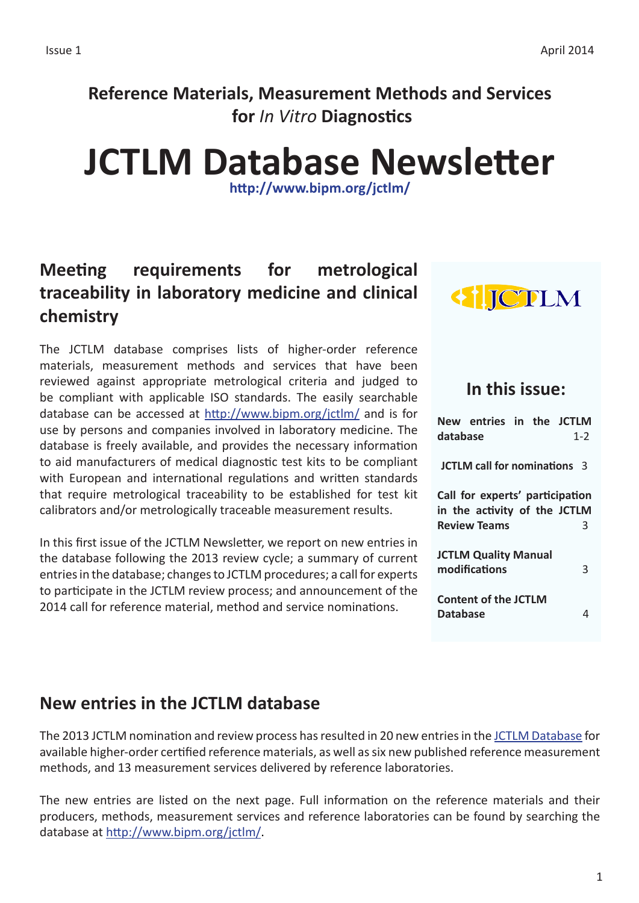Issue 1 April 2014

**Reference Materials, Measurement Methods and Services for *In Vitro* Diagnostics**

# JCTLM Database Newsletter

**http://www.bipm.org/jctlm/**

## Meeting requirements for metrological traceability in laboratory medicine and clinical chemistry

The JCTLM database comprises lists of higher-order reference materials, measurement methods and services that have been reviewed against appropriate metrological criteria and judged to be compliant with applicable ISO standards. The easily searchable database can be accessed at http://www.bipm.org/jctlm/ and is for use by persons and companies involved in laboratory medicine. The database is freely available, and provides the necessary information to aid manufacturers of medical diagnostic test kits to be compliant with European and international regulations and written standards that require metrological traceability to be established for test kit calibrators and/or metrologically traceable measurement results.

In this first issue of the JCTLM Newsletter, we report on new entries in the database following the 2013 review cycle; a summary of current entries in the database; changes to JCTLM procedures; a call for experts to participate in the JCTLM review process; and announcement of the 2014 call for reference material, method and service nominations.

### In this issue:

- **New entries in the JCTLM database** 1-2
- **JCTLM call for nominations** 3
- **Call for experts' participation in the activity of the JCTLM Review Teams** 3
- **JCTLM Quality Manual modifications** 3
- **Content of the JCTLM Database** 4

## New entries in the JCTLM database

The 2013 JCTLM nomination and review process has resulted in 20 new entries in the JCTLM Database for available higher-order certified reference materials, as well as six new published reference measurement methods, and 13 measurement services delivered by reference laboratories.

The new entries are listed on the next page. Full information on the reference materials and their producers, methods, measurement services and reference laboratories can be found by searching the database at http://www.bipm.org/jctlm/.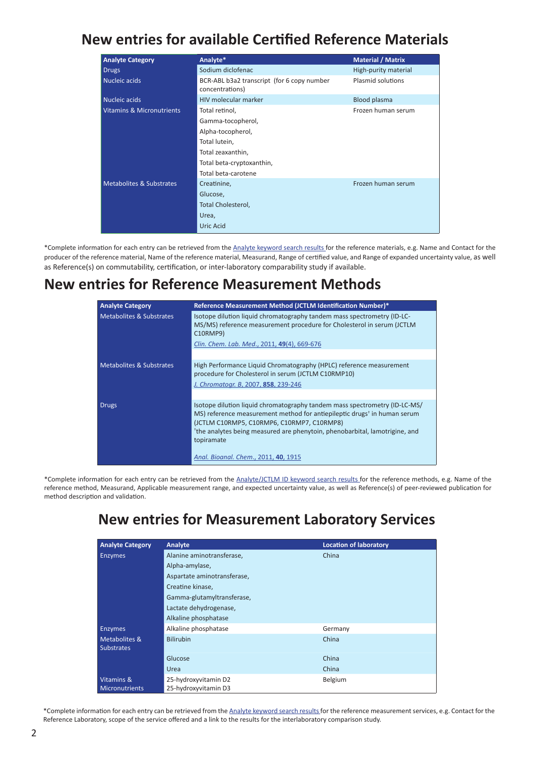# New entries for available Certified Reference Materials

| Analyte Category | Analyte* | Material / Matrix |
|---|---|---|
| Drugs | Sodium diclofenac | High-purity material |
| Nucleic acids | BCR-ABL b3a2 transcript (for 6 copy number concentrations) | Plasmid solutions |
| Nucleic acids | HIV molecular marker | Blood plasma |
| Vitamins & Micronutrients | Total retinol, Gamma-tocopherol, Alpha-tocopherol, Total lutein, Total zeaxanthin, Total beta-cryptoxanthin, Total beta-carotene | Frozen human serum |
| Metabolites & Substrates | Creatinine, Glucose, Total Cholesterol, Urea, Uric Acid | Frozen human serum |

*Complete information for each entry can be retrieved from the Analyte keyword search results for the reference materials, e.g. Name and Contact for the producer of the reference material, Name of the reference material, Measurand, Range of certified value, and Range of expanded uncertainty value, as well as Reference(s) on commutability, certification, or inter-laboratory comparability study if available.

# New entries for Reference Measurement Methods

| Analyte Category | Reference Measurement Method (JCTLM Identification Number)* |
|---|---|
| Metabolites & Substrates | Isotope dilution liquid chromatography tandem mass spectrometry (ID-LC-MS/MS) reference measurement procedure for Cholesterol in serum (JCTLM C10RMP9)<br>*Clin. Chem. Lab. Med.*, 2011, **49**(4), 669-676 |
| Metabolites & Substrates | High Performance Liquid Chromatography (HPLC) reference measurement procedure for Cholesterol in serum (JCTLM C10RMP10)<br>*J. Chromatogr. B*, 2007, **858**, 239-246 |
| Drugs | Isotope dilution liquid chromatography tandem mass spectrometry (ID-LC-MS/MS) reference measurement method for antiepileptic drugs† in human serum (JCTLM C10RMP5, C10RMP6, C10RMP7, C10RMP8)<br>†the analytes being measured are phenytoin, phenobarbital, lamotrigine, and topiramate<br>*Anal. Bioanal. Chem.*, 2011, **40**, 1915 |

*Complete information for each entry can be retrieved from the Analyte/JCTLM ID keyword search results for the reference methods, e.g. Name of the reference method, Measurand, Applicable measurement range, and expected uncertainty value, as well as Reference(s) of peer-reviewed publication for method description and validation.

# New entries for Measurement Laboratory Services

| Analyte Category | Analyte | Location of laboratory |
|---|---|---|
| Enzymes | Alanine aminotransferase, Alpha-amylase, Aspartate aminotransferase, Creatine kinase, Gamma-glutamyltransferase, Lactate dehydrogenase, Alkaline phosphatase | China |
| Enzymes | Alkaline phosphatase | Germany |
| Metabolites & Substrates | Bilirubin | China |
| | Glucose | China |
| | Urea | China |
| Vitamins & Micronutrients | 25-hydroxyvitamin D2<br>25-hydroxyvitamin D3 | Belgium |

*Complete information for each entry can be retrieved from the Analyte keyword search results for the reference measurement services, e.g. Contact for the Reference Laboratory, scope of the service offered and a link to the results for the interlaboratory comparison study.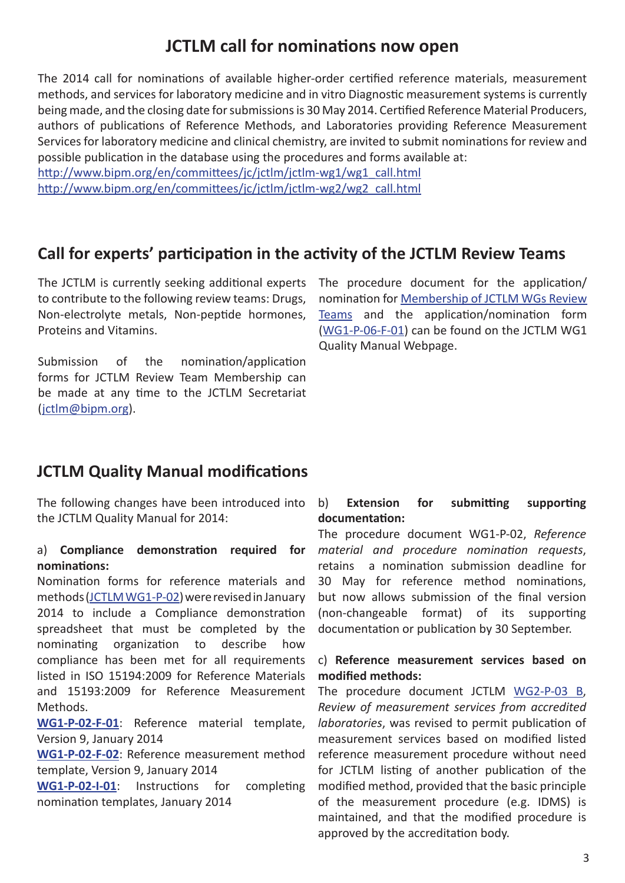## JCTLM call for nominations now open

The 2014 call for nominations of available higher-order certified reference materials, measurement methods, and services for laboratory medicine and in vitro Diagnostic measurement systems is currently being made, and the closing date for submissions is 30 May 2014. Certified Reference Material Producers, authors of publications of Reference Methods, and Laboratories providing Reference Measurement Services for laboratory medicine and clinical chemistry, are invited to submit nominations for review and possible publication in the database using the procedures and forms available at:
http://www.bipm.org/en/committees/jc/jctlm/jctlm-wg1/wg1_call.html
http://www.bipm.org/en/committees/jc/jctlm/jctlm-wg2/wg2_call.html

## Call for experts' participation in the activity of the JCTLM Review Teams

The JCTLM is currently seeking additional experts to contribute to the following review teams: Drugs, Non-electrolyte metals, Non-peptide hormones, Proteins and Vitamins.

Submission of the nomination/application forms for JCTLM Review Team Membership can be made at any time to the JCTLM Secretariat (jctlm@bipm.org).

The procedure document for the application/nomination for Membership of JCTLM WGs Review Teams and the application/nomination form (WG1-P-06-F-01) can be found on the JCTLM WG1 Quality Manual Webpage.

## JCTLM Quality Manual modifications

The following changes have been introduced into the JCTLM Quality Manual for 2014:

a) **Compliance demonstration required for nominations:**
Nomination forms for reference materials and methods (JCTLM WG1-P-02) were revised in January 2014 to include a Compliance demonstration spreadsheet that must be completed by the nominating organization to describe how compliance has been met for all requirements listed in ISO 15194:2009 for Reference Materials and 15193:2009 for Reference Measurement Methods.
**WG1-P-02-F-01**: Reference material template, Version 9, January 2014
**WG1-P-02-F-02**: Reference measurement method template, Version 9, January 2014
**WG1-P-02-I-01**: Instructions for completing nomination templates, January 2014

b) **Extension for submitting supporting documentation:**
The procedure document WG1-P-02, *Reference material and procedure nomination requests*, retains a nomination submission deadline for 30 May for reference method nominations, but now allows submission of the final version (non-changeable format) of its supporting documentation or publication by 30 September.

c) **Reference measurement services based on modified methods:**
The procedure document JCTLM WG2-P-03 B, *Review of measurement services from accredited laboratories*, was revised to permit publication of measurement services based on modified listed reference measurement procedure without need for JCTLM listing of another publication of the modified method, provided that the basic principle of the measurement procedure (e.g. IDMS) is maintained, and that the modified procedure is approved by the accreditation body.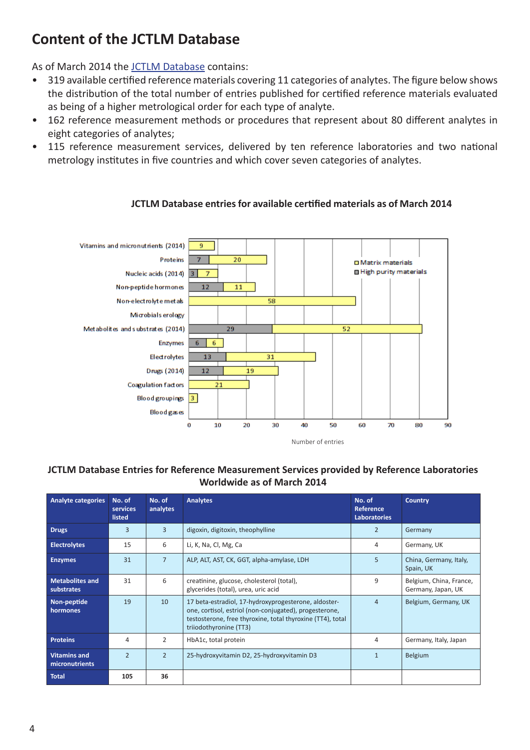# Content of the JCTLM Database

As of March 2014 the JCTLM Database contains:

- 319 available certified reference materials covering 11 categories of analytes. The figure below shows the distribution of the total number of entries published for certified reference materials evaluated as being of a higher metrological order for each type of analyte.
- 162 reference measurement methods or procedures that represent about 80 different analytes in eight categories of analytes;
- 115 reference measurement services, delivered by ten reference laboratories and two national metrology institutes in five countries and which cover seven categories of analytes.

**JCTLM Database entries for available certified materials as of March 2014**

Vitamins and micronutrients (2014)
9
Proteins
7
20
Nucleic acids (2014)
3
7
Non-peptide hormones
12
11
Non-electrolyte metals
58
Microbial serology
Metabolites and substrates (2014)
29
52
Enzymes
6
6
Electrolytes
13
31
Drugs (2014)
12
19
Coagulation factors
21
Blood groupings
3
Blood gases

Matrix materials
High purity materials

0 10 20 30 40 50 60 70 80 90

Number of entries

**JCTLM Database Entries for Reference Measurement Services provided by Reference Laboratories Worldwide as of March 2014**

| Analyte categories | No. of services listed | No. of analytes | Analytes | No. of Reference Laboratories | Country |
|---|---|---|---|---|---|
| **Drugs** | 3 | 3 | digoxin, digitoxin, theophylline | 2 | Germany |
| **Electrolytes** | 15 | 6 | Li, K, Na, Cl, Mg, Ca | 4 | Germany, UK |
| **Enzymes** | 31 | 7 | ALP, ALT, AST, CK, GGT, alpha-amylase, LDH | 5 | China, Germany, Italy, Spain, UK |
| **Metabolites and substrates** | 31 | 6 | creatinine, glucose, cholesterol (total), glycerides (total), urea, uric acid | 9 | Belgium, China, France, Germany, Japan, UK |
| **Non-peptide hormones** | 19 | 10 | 17 beta-estradiol, 17-hydroxyprogesterone, aldosterone, cortisol, estriol (non-conjugated), progesterone, testosterone, free thyroxine, total thyroxine (TT4), total triiodothyronine (TT3) | 4 | Belgium, Germany, UK |
| **Proteins** | 4 | 2 | HbA1c, total protein | 4 | Germany, Italy, Japan |
| **Vitamins and micronutrients** | 2 | 2 | 25-hydroxyvitamin D2, 25-hydroxyvitamin D3 | 1 | Belgium |
| **Total** | **105** | **36** | | | |